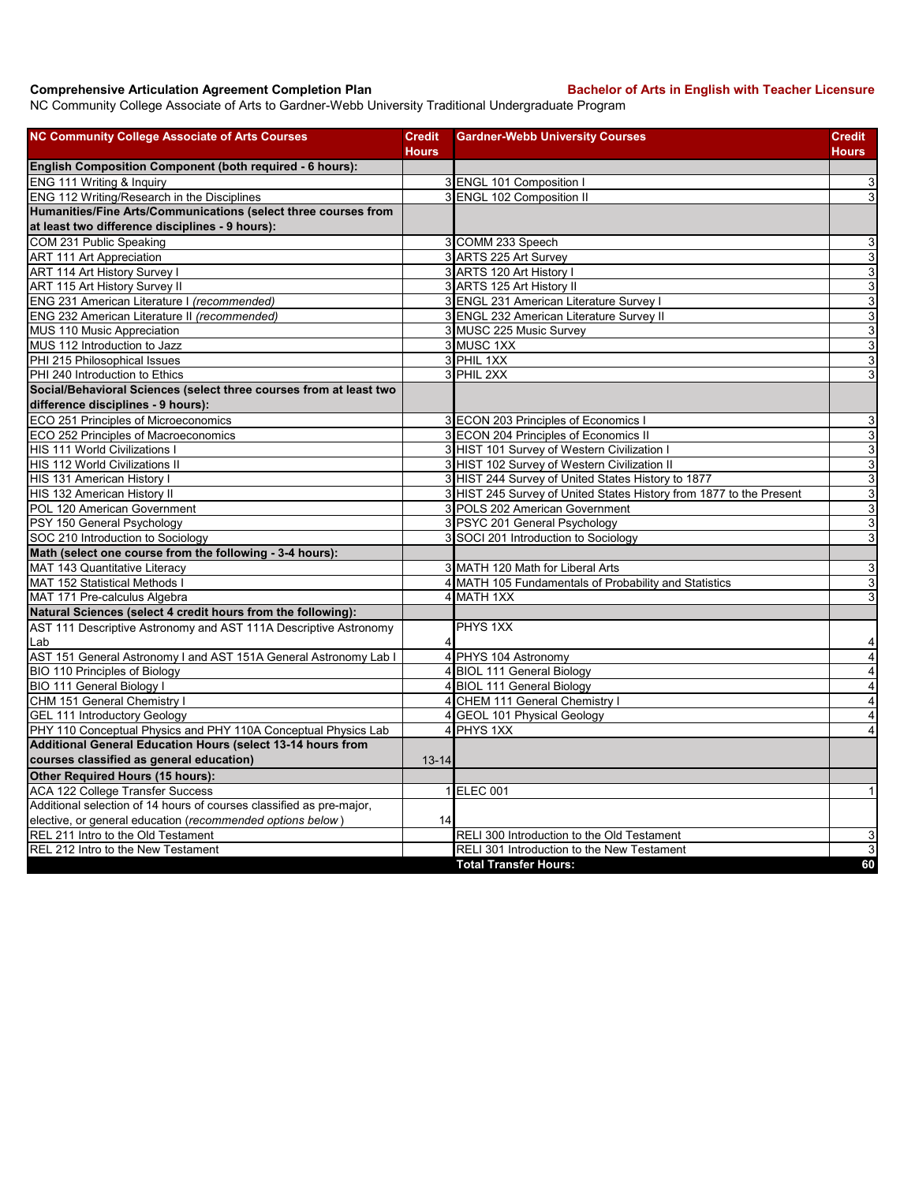**Comprehensive Articulation Agreement Completion Plan** **Bachelor of Arts in English with Teacher Licensure**

NC Community College Associate of Arts to Gardner-Webb University Traditional Undergraduate Program

| NC Community College Associate of Arts Courses | Credit Hours | Gardner-Webb University Courses | Credit Hours |
|---|---|---|---|
| **English Composition Component (both required - 6 hours):** | | | |
| ENG 111 Writing & Inquiry | 3 | ENGL 101 Composition I | 3 |
| ENG 112 Writing/Research in the Disciplines | 3 | ENGL 102 Composition II | 3 |
| **Humanities/Fine Arts/Communications (select three courses from at least two difference disciplines - 9 hours):** | | | |
| COM 231 Public Speaking | 3 | COMM 233 Speech | 3 |
| ART 111 Art Appreciation | 3 | ARTS 225 Art Survey | 3 |
| ART 114 Art History Survey I | 3 | ARTS 120 Art History I | 3 |
| ART 115 Art History Survey II | 3 | ARTS 125 Art History II | 3 |
| ENG 231 American Literature I *(recommended)* | 3 | ENGL 231 American Literature Survey I | 3 |
| ENG 232 American Literature II *(recommended)* | 3 | ENGL 232 American Literature Survey II | 3 |
| MUS 110 Music Appreciation | 3 | MUSC 225 Music Survey | 3 |
| MUS 112 Introduction to Jazz | 3 | MUSC 1XX | 3 |
| PHI 215 Philosophical Issues | 3 | PHIL 1XX | 3 |
| PHI 240 Introduction to Ethics | 3 | PHIL 2XX | 3 |
| **Social/Behavioral Sciences (select three courses from at least two difference disciplines - 9 hours):** | | | |
| ECO 251 Principles of Microeconomics | 3 | ECON 203 Principles of Economics I | 3 |
| ECO 252 Principles of Macroeconomics | 3 | ECON 204 Principles of Economics II | 3 |
| HIS 111 World Civilizations I | 3 | HIST 101 Survey of Western Civilization I | 3 |
| HIS 112 World Civilizations II | 3 | HIST 102 Survey of Western Civilization II | 3 |
| HIS 131 American History I | 3 | HIST 244 Survey of United States History to 1877 | 3 |
| HIS 132 American History II | 3 | HIST 245 Survey of United States History from 1877 to the Present | 3 |
| POL 120 American Government | 3 | POLS 202 American Government | 3 |
| PSY 150 General Psychology | 3 | PSYC 201 General Psychology | 3 |
| SOC 210 Introduction to Sociology | 3 | SOCI 201 Introduction to Sociology | 3 |
| **Math (select one course from the following - 3-4 hours):** | | | |
| MAT 143 Quantitative Literacy | 3 | MATH 120 Math for Liberal Arts | 3 |
| MAT 152 Statistical Methods I | 4 | MATH 105 Fundamentals of Probability and Statistics | 3 |
| MAT 171 Pre-calculus Algebra | 4 | MATH 1XX | 3 |
| **Natural Sciences (select 4 credit hours from the following):** | | | |
| AST 111 Descriptive Astronomy and AST 111A Descriptive Astronomy Lab | 4 | PHYS 1XX | 4 |
| AST 151 General Astronomy I and AST 151A General Astronomy Lab I | 4 | PHYS 104 Astronomy | 4 |
| BIO 110 Principles of Biology | 4 | BIOL 111 General Biology | 4 |
| BIO 111 General Biology I | 4 | BIOL 111 General Biology | 4 |
| CHM 151 General Chemistry I | 4 | CHEM 111 General Chemistry I | 4 |
| GEL 111 Introductory Geology | 4 | GEOL 101 Physical Geology | 4 |
| PHY 110 Conceptual Physics and PHY 110A Conceptual Physics Lab | 4 | PHYS 1XX | 4 |
| **Additional General Education Hours (select 13-14 hours from courses classified as general education)** | 13-14 | | |
| **Other Required Hours (15 hours):** | | | |
| ACA 122 College Transfer Success | 1 | ELEC 001 | 1 |
| Additional selection of 14 hours of courses classified as pre-major, elective, or general education (*recommended options below*) | 14 | | |
| REL 211 Intro to the Old Testament | | RELI 300 Introduction to the Old Testament | 3 |
| REL 212 Intro to the New Testament | | RELI 301 Introduction to the New Testament | 3 |
| | | **Total Transfer Hours:** | **60** |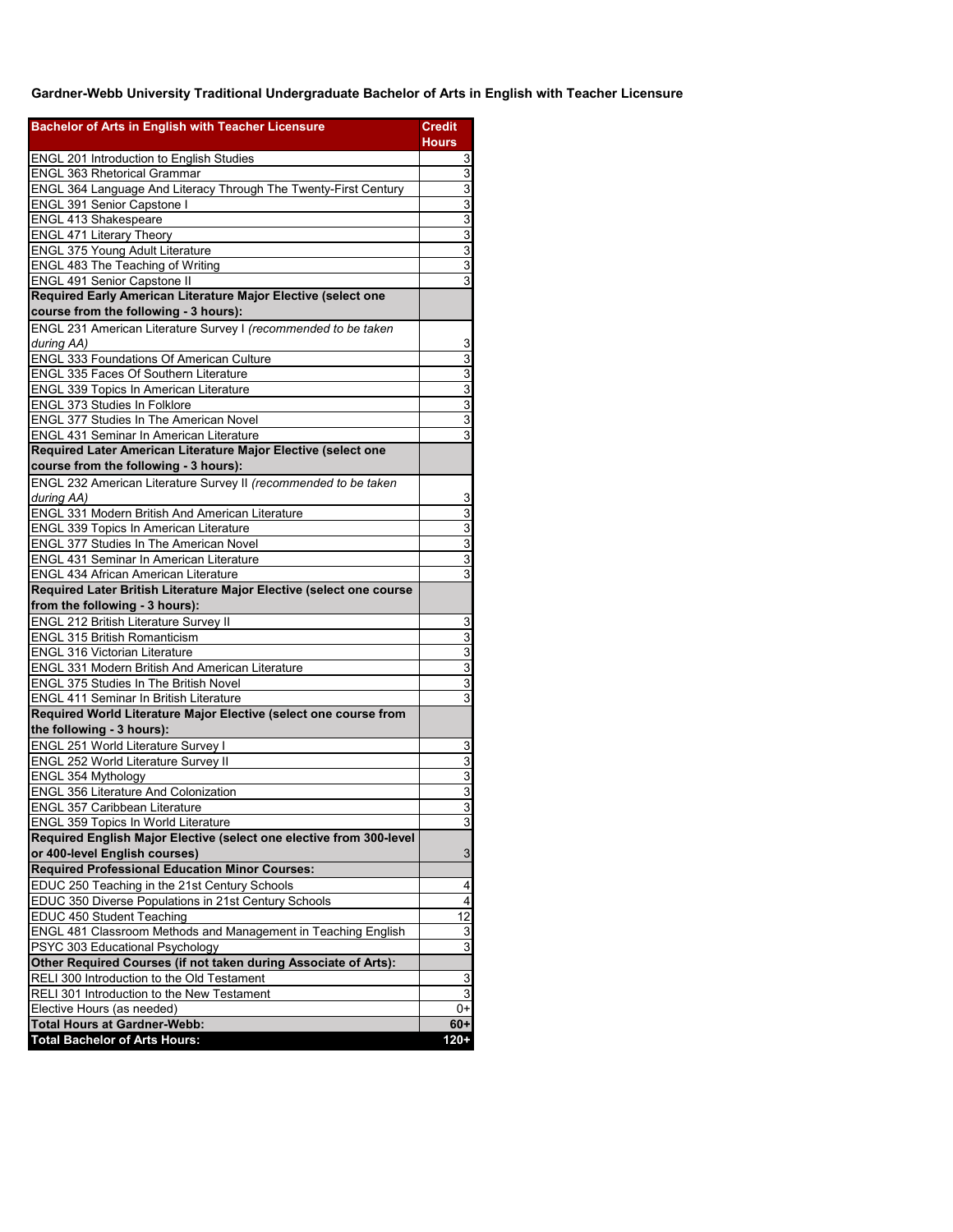**Gardner-Webb University Traditional Undergraduate Bachelor of Arts in English with Teacher Licensure**

| Bachelor of Arts in English with Teacher Licensure | Credit Hours |
|---|---|
| ENGL 201 Introduction to English Studies | 3 |
| ENGL 363 Rhetorical Grammar | 3 |
| ENGL 364 Language And Literacy Through The Twenty-First Century | 3 |
| ENGL 391 Senior Capstone I | 3 |
| ENGL 413 Shakespeare | 3 |
| ENGL 471 Literary Theory | 3 |
| ENGL 375 Young Adult Literature | 3 |
| ENGL 483 The Teaching of Writing | 3 |
| ENGL 491 Senior Capstone II | 3 |
| **Required Early American Literature Major Elective (select one course from the following - 3 hours):** | |
| ENGL 231 American Literature Survey I *(recommended to be taken during AA)* | 3 |
| ENGL 333 Foundations Of American Culture | 3 |
| ENGL 335 Faces Of Southern Literature | 3 |
| ENGL 339 Topics In American Literature | 3 |
| ENGL 373 Studies In Folklore | 3 |
| ENGL 377 Studies In The American Novel | 3 |
| ENGL 431 Seminar In American Literature | 3 |
| **Required Later American Literature Major Elective (select one course from the following - 3 hours):** | |
| ENGL 232 American Literature Survey II *(recommended to be taken during AA)* | 3 |
| ENGL 331 Modern British And American Literature | 3 |
| ENGL 339 Topics In American Literature | 3 |
| ENGL 377 Studies In The American Novel | 3 |
| ENGL 431 Seminar In American Literature | 3 |
| ENGL 434 African American Literature | 3 |
| **Required Later British Literature Major Elective (select one course from the following - 3 hours):** | |
| ENGL 212 British Literature Survey II | 3 |
| ENGL 315 British Romanticism | 3 |
| ENGL 316 Victorian Literature | 3 |
| ENGL 331 Modern British And American Literature | 3 |
| ENGL 375 Studies In The British Novel | 3 |
| ENGL 411 Seminar In British Literature | 3 |
| **Required World Literature Major Elective (select one course from the following - 3 hours):** | |
| ENGL 251 World Literature Survey I | 3 |
| ENGL 252 World Literature Survey II | 3 |
| ENGL 354 Mythology | 3 |
| ENGL 356 Literature And Colonization | 3 |
| ENGL 357 Caribbean Literature | 3 |
| ENGL 359 Topics In World Literature | 3 |
| **Required English Major Elective (select one elective from 300-level or 400-level English courses)** | 3 |
| **Required Professional Education Minor Courses:** | |
| EDUC 250 Teaching in the 21st Century Schools | 4 |
| EDUC 350 Diverse Populations in 21st Century Schools | 4 |
| EDUC 450 Student Teaching | 12 |
| ENGL 481 Classroom Methods and Management in Teaching English | 3 |
| PSYC 303 Educational Psychology | 3 |
| **Other Required Courses (if not taken during Associate of Arts):** | |
| RELI 300 Introduction to the Old Testament | 3 |
| RELI 301 Introduction to the New Testament | 3 |
| Elective Hours (as needed) | 0+ |
| **Total Hours at Gardner-Webb:** | **60+** |
| **Total Bachelor of Arts Hours:** | **120+** |